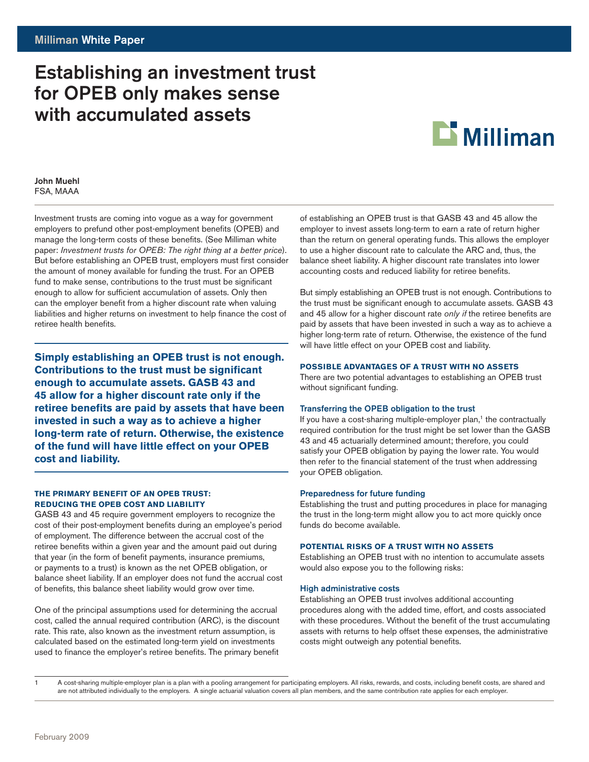Milliman White Paper

# Establishing an investment trust for OPEB only makes sense with accumulated assets

**John Muehl**
FSA, MAAA

Investment trusts are coming into vogue as a way for government employers to prefund other post-employment benefits (OPEB) and manage the long-term costs of these benefits. (See Milliman white paper: *Investment trusts for OPEB: The right thing at a better price*). But before establishing an OPEB trust, employers must first consider the amount of money available for funding the trust. For an OPEB fund to make sense, contributions to the trust must be significant enough to allow for sufficient accumulation of assets. Only then can the employer benefit from a higher discount rate when valuing liabilities and higher returns on investment to help finance the cost of retiree health benefits.

**Simply establishing an OPEB trust is not enough. Contributions to the trust must be significant enough to accumulate assets. GASB 43 and 45 allow for a higher discount rate only if the retiree benefits are paid by assets that have been invested in such a way as to achieve a higher long-term rate of return. Otherwise, the existence of the fund will have little effect on your OPEB cost and liability.**

## THE PRIMARY BENEFIT OF AN OPEB TRUST: REDUCING THE OPEB COST AND LIABILITY

GASB 43 and 45 require government employers to recognize the cost of their post-employment benefits during an employee's period of employment. The difference between the accrual cost of the retiree benefits within a given year and the amount paid out during that year (in the form of benefit payments, insurance premiums, or payments to a trust) is known as the net OPEB obligation, or balance sheet liability. If an employer does not fund the accrual cost of benefits, this balance sheet liability would grow over time.

One of the principal assumptions used for determining the accrual cost, called the annual required contribution (ARC), is the discount rate. This rate, also known as the investment return assumption, is calculated based on the estimated long-term yield on investments used to finance the employer's retiree benefits. The primary benefit of establishing an OPEB trust is that GASB 43 and 45 allow the employer to invest assets long-term to earn a rate of return higher than the return on general operating funds. This allows the employer to use a higher discount rate to calculate the ARC and, thus, the balance sheet liability. A higher discount rate translates into lower accounting costs and reduced liability for retiree benefits.

But simply establishing an OPEB trust is not enough. Contributions to the trust must be significant enough to accumulate assets. GASB 43 and 45 allow for a higher discount rate *only if* the retiree benefits are paid by assets that have been invested in such a way as to achieve a higher long-term rate of return. Otherwise, the existence of the fund will have little effect on your OPEB cost and liability.

## POSSIBLE ADVANTAGES OF A TRUST WITH NO ASSETS

There are two potential advantages to establishing an OPEB trust without significant funding.

### Transferring the OPEB obligation to the trust

If you have a cost-sharing multiple-employer plan,[1] the contractually required contribution for the trust might be set lower than the GASB 43 and 45 actuarially determined amount; therefore, you could satisfy your OPEB obligation by paying the lower rate. You would then refer to the financial statement of the trust when addressing your OPEB obligation.

### Preparedness for future funding

Establishing the trust and putting procedures in place for managing the trust in the long-term might allow you to act more quickly once funds do become available.

## POTENTIAL RISKS OF A TRUST WITH NO ASSETS

Establishing an OPEB trust with no intention to accumulate assets would also expose you to the following risks:

### High administrative costs

Establishing an OPEB trust involves additional accounting procedures along with the added time, effort, and costs associated with these procedures. Without the benefit of the trust accumulating assets with returns to help offset these expenses, the administrative costs might outweigh any potential benefits.

---

[1] A cost-sharing multiple-employer plan is a plan with a pooling arrangement for participating employers. All risks, rewards, and costs, including benefit costs, are shared and are not attributed individually to the employers. A single actuarial valuation covers all plan members, and the same contribution rate applies for each employer.

February 2009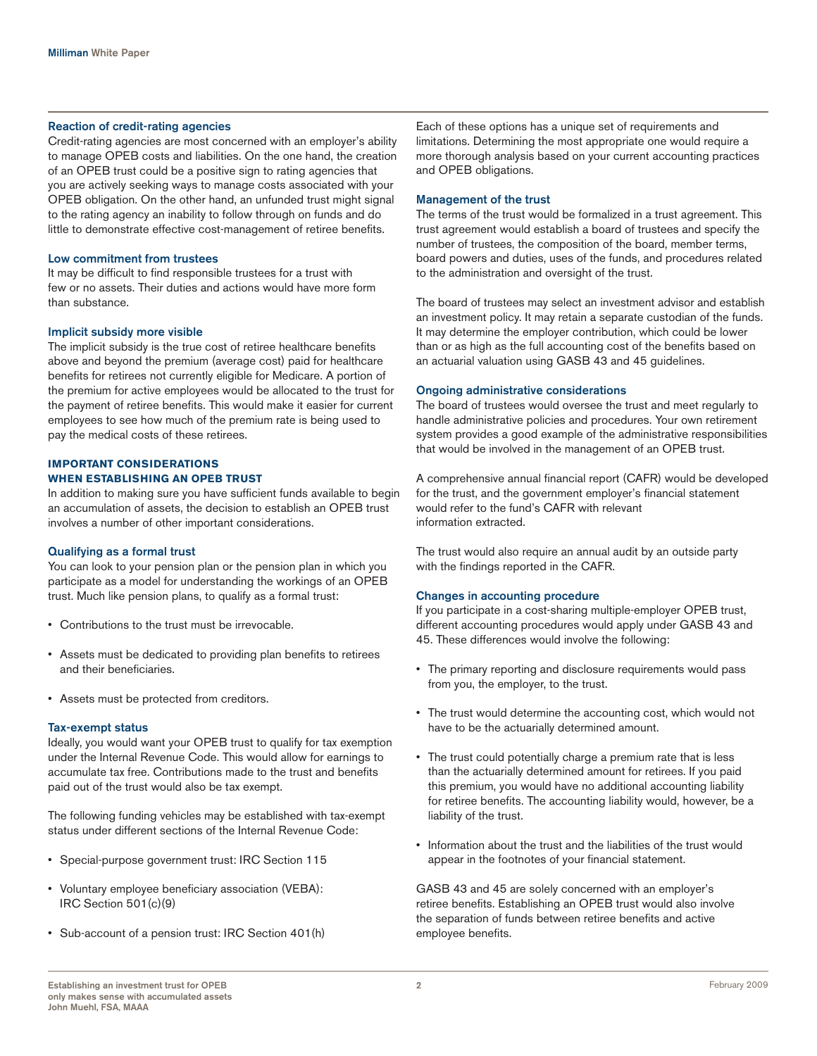### Reaction of credit-rating agencies

Credit-rating agencies are most concerned with an employer's ability to manage OPEB costs and liabilities. On the one hand, the creation of an OPEB trust could be a positive sign to rating agencies that you are actively seeking ways to manage costs associated with your OPEB obligation. On the other hand, an unfunded trust might signal to the rating agency an inability to follow through on funds and do little to demonstrate effective cost-management of retiree benefits.

### Low commitment from trustees

It may be difficult to find responsible trustees for a trust with few or no assets. Their duties and actions would have more form than substance.

### Implicit subsidy more visible

The implicit subsidy is the true cost of retiree healthcare benefits above and beyond the premium (average cost) paid for healthcare benefits for retirees not currently eligible for Medicare. A portion of the premium for active employees would be allocated to the trust for the payment of retiree benefits. This would make it easier for current employees to see how much of the premium rate is being used to pay the medical costs of these retirees.

## IMPORTANT CONSIDERATIONS WHEN ESTABLISHING AN OPEB TRUST

In addition to making sure you have sufficient funds available to begin an accumulation of assets, the decision to establish an OPEB trust involves a number of other important considerations.

### Qualifying as a formal trust

You can look to your pension plan or the pension plan in which you participate as a model for understanding the workings of an OPEB trust. Much like pension plans, to qualify as a formal trust:

- Contributions to the trust must be irrevocable.
- Assets must be dedicated to providing plan benefits to retirees and their beneficiaries.
- Assets must be protected from creditors.

### Tax-exempt status

Ideally, you would want your OPEB trust to qualify for tax exemption under the Internal Revenue Code. This would allow for earnings to accumulate tax free. Contributions made to the trust and benefits paid out of the trust would also be tax exempt.

The following funding vehicles may be established with tax-exempt status under different sections of the Internal Revenue Code:

- Special-purpose government trust: IRC Section 115
- Voluntary employee beneficiary association (VEBA): IRC Section 501(c)(9)
- Sub-account of a pension trust: IRC Section 401(h)

Each of these options has a unique set of requirements and limitations. Determining the most appropriate one would require a more thorough analysis based on your current accounting practices and OPEB obligations.

### Management of the trust

The terms of the trust would be formalized in a trust agreement. This trust agreement would establish a board of trustees and specify the number of trustees, the composition of the board, member terms, board powers and duties, uses of the funds, and procedures related to the administration and oversight of the trust.

The board of trustees may select an investment advisor and establish an investment policy. It may retain a separate custodian of the funds. It may determine the employer contribution, which could be lower than or as high as the full accounting cost of the benefits based on an actuarial valuation using GASB 43 and 45 guidelines.

### Ongoing administrative considerations

The board of trustees would oversee the trust and meet regularly to handle administrative policies and procedures. Your own retirement system provides a good example of the administrative responsibilities that would be involved in the management of an OPEB trust.

A comprehensive annual financial report (CAFR) would be developed for the trust, and the government employer's financial statement would refer to the fund's CAFR with relevant information extracted.

The trust would also require an annual audit by an outside party with the findings reported in the CAFR.

### Changes in accounting procedure

If you participate in a cost-sharing multiple-employer OPEB trust, different accounting procedures would apply under GASB 43 and 45. These differences would involve the following:

- The primary reporting and disclosure requirements would pass from you, the employer, to the trust.
- The trust would determine the accounting cost, which would not have to be the actuarially determined amount.
- The trust could potentially charge a premium rate that is less than the actuarially determined amount for retirees. If you paid this premium, you would have no additional accounting liability for retiree benefits. The accounting liability would, however, be a liability of the trust.
- Information about the trust and the liabilities of the trust would appear in the footnotes of your financial statement.

GASB 43 and 45 are solely concerned with an employer's retiree benefits. Establishing an OPEB trust would also involve the separation of funds between retiree benefits and active employee benefits.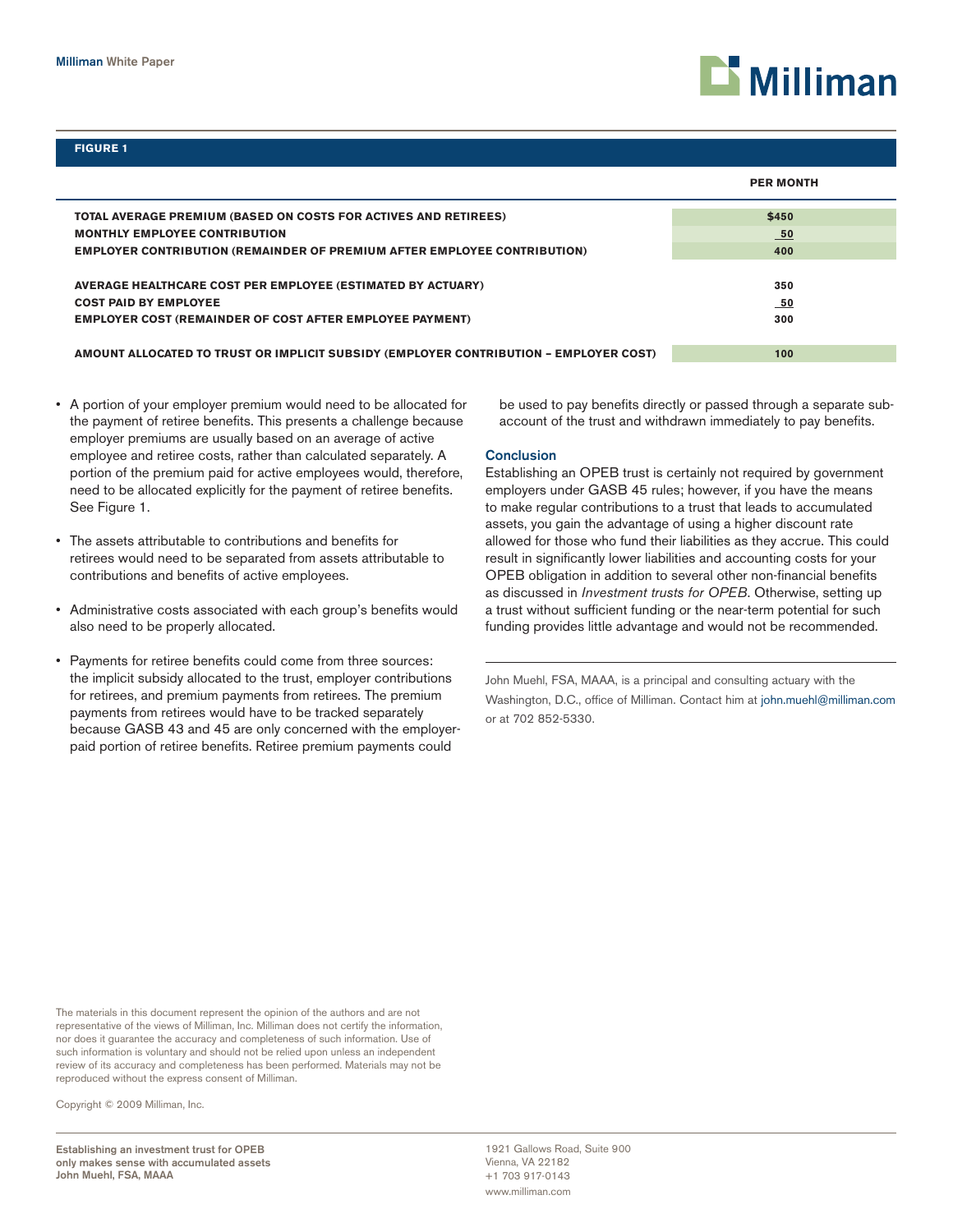**FIGURE 1**

| | PER MONTH |
|---|---|
| TOTAL AVERAGE PREMIUM (BASED ON COSTS FOR ACTIVES AND RETIREES) | $450 |
| MONTHLY EMPLOYEE CONTRIBUTION | 50 |
| EMPLOYER CONTRIBUTION (REMAINDER OF PREMIUM AFTER EMPLOYEE CONTRIBUTION) | 400 |
| AVERAGE HEALTHCARE COST PER EMPLOYEE (ESTIMATED BY ACTUARY) | 350 |
| COST PAID BY EMPLOYEE | 50 |
| EMPLOYER COST (REMAINDER OF COST AFTER EMPLOYEE PAYMENT) | 300 |
| AMOUNT ALLOCATED TO TRUST OR IMPLICIT SUBSIDY (EMPLOYER CONTRIBUTION – EMPLOYER COST) | 100 |

- A portion of your employer premium would need to be allocated for the payment of retiree benefits. This presents a challenge because employer premiums are usually based on an average of active employee and retiree costs, rather than calculated separately. A portion of the premium paid for active employees would, therefore, need to be allocated explicitly for the payment of retiree benefits. See Figure 1.
- The assets attributable to contributions and benefits for retirees would need to be separated from assets attributable to contributions and benefits of active employees.
- Administrative costs associated with each group's benefits would also need to be properly allocated.
- Payments for retiree benefits could come from three sources: the implicit subsidy allocated to the trust, employer contributions for retirees, and premium payments from retirees. The premium payments from retirees would have to be tracked separately because GASB 43 and 45 are only concerned with the employer-paid portion of retiree benefits. Retiree premium payments could be used to pay benefits directly or passed through a separate sub-account of the trust and withdrawn immediately to pay benefits.

## Conclusion

Establishing an OPEB trust is certainly not required by government employers under GASB 45 rules; however, if you have the means to make regular contributions to a trust that leads to accumulated assets, you gain the advantage of using a higher discount rate allowed for those who fund their liabilities as they accrue. This could result in significantly lower liabilities and accounting costs for your OPEB obligation in addition to several other non-financial benefits as discussed in *Investment trusts for OPEB*. Otherwise, setting up a trust without sufficient funding or the near-term potential for such funding provides little advantage and would not be recommended.

John Muehl, FSA, MAAA, is a principal and consulting actuary with the Washington, D.C., office of Milliman. Contact him at john.muehl@milliman.com or at 702 852-5330.

The materials in this document represent the opinion of the authors and are not representative of the views of Milliman, Inc. Milliman does not certify the information, nor does it guarantee the accuracy and completeness of such information. Use of such information is voluntary and should not be relied upon unless an independent review of its accuracy and completeness has been performed. Materials may not be reproduced without the express consent of Milliman.

Copyright © 2009 Milliman, Inc.

1921 Gallows Road, Suite 900
Vienna, VA 22182
+1 703 917-0143
www.milliman.com